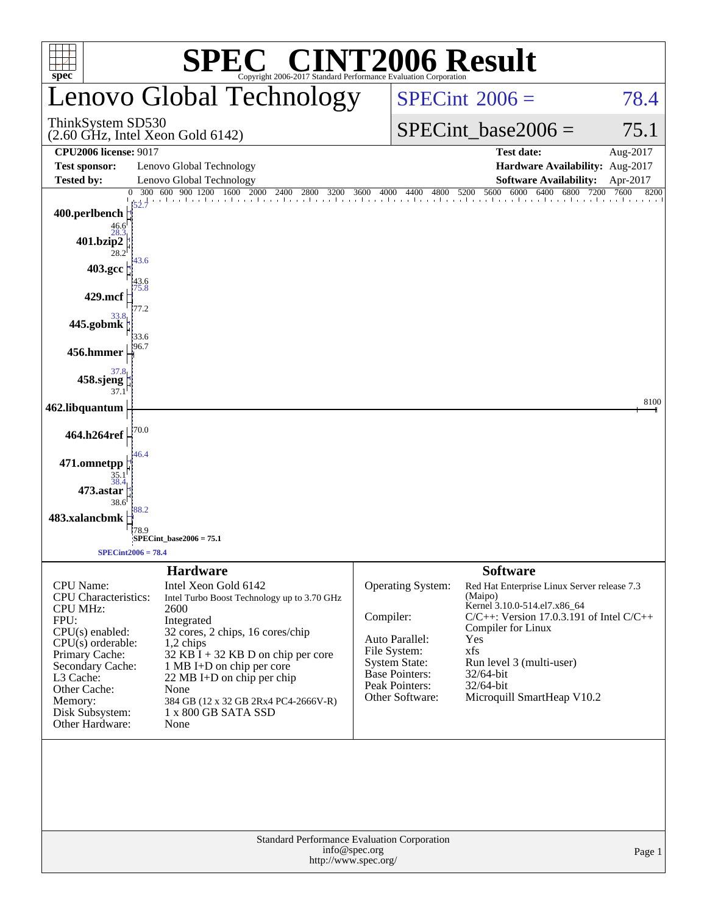# SPEC® CINT2006 Result

Copyright 2006-2017 Standard Performance Evaluation Corporation

## Lenovo Global Technology

ThinkSystem SD530
(2.60 GHz, Intel Xeon Gold 6142)

SPECint_2006 = 78.4

SPECint_base2006 = 75.1

| | | | |
|---|---|---|---|
| **CPU2006 license:** 9017 | | **Test date:** | Aug-2017 |
| **Test sponsor:** | Lenovo Global Technology | **Hardware Availability:** | Aug-2017 |
| **Tested by:** | Lenovo Global Technology | **Software Availability:** | Apr-2017 |

| Benchmark | Peak | Base |
|---|---|---|
| 400.perlbench | 52.7 | 46.6 |
| 401.bzip2 | 28.3 | 28.2 |
| 403.gcc | 43.6 | 43.6 |
| 429.mcf | 75.8 | 77.2 |
| 445.gobmk | 33.8 | 33.6 |
| 456.hmmer | 96.7 | |
| 458.sjeng | 37.8 | 37.1 |
| 462.libquantum | 8100 | |
| 464.h264ref | 70.0 | |
| 471.omnetpp | 46.4 | 35.1 |
| 473.astar | 38.4 | 38.6 |
| 483.xalancbmk | 88.2 | 78.9 |

SPECint_base2006 = 75.1

SPECint2006 = 78.4

## Hardware

| | |
|---|---|
| CPU Name: | Intel Xeon Gold 6142 |
| CPU Characteristics: | Intel Turbo Boost Technology up to 3.70 GHz |
| CPU MHz: | 2600 |
| FPU: | Integrated |
| CPU(s) enabled: | 32 cores, 2 chips, 16 cores/chip |
| CPU(s) orderable: | 1,2 chips |
| Primary Cache: | 32 KB I + 32 KB D on chip per core |
| Secondary Cache: | 1 MB I+D on chip per core |
| L3 Cache: | 22 MB I+D on chip per chip |
| Other Cache: | None |
| Memory: | 384 GB (12 x 32 GB 2Rx4 PC4-2666V-R) |
| Disk Subsystem: | 1 x 800 GB SATA SSD |
| Other Hardware: | None |

## Software

| | |
|---|---|
| Operating System: | Red Hat Enterprise Linux Server release 7.3 (Maipo) Kernel 3.10.0-514.el7.x86_64 |
| Compiler: | C/C++: Version 17.0.3.191 of Intel C/C++ Compiler for Linux |
| Auto Parallel: | Yes |
| File System: | xfs |
| System State: | Run level 3 (multi-user) |
| Base Pointers: | 32/64-bit |
| Peak Pointers: | 32/64-bit |
| Other Software: | Microquill SmartHeap V10.2 |

Standard Performance Evaluation Corporation
info@spec.org
http://www.spec.org/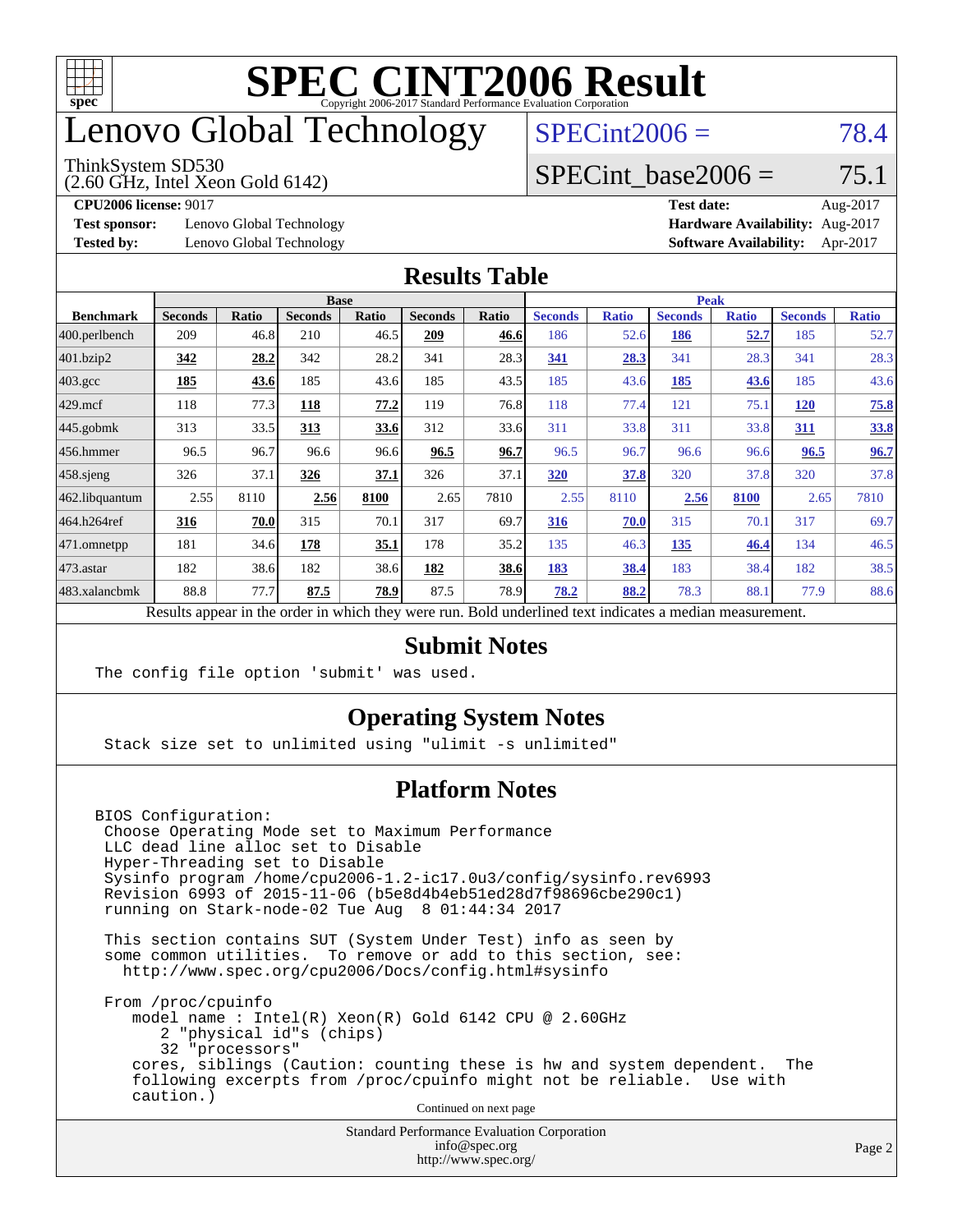# SPEC CINT2006 Result

Copyright 2006-2017 Standard Performance Evaluation Corporation

# Lenovo Global Technology

ThinkSystem SD530
(2.60 GHz, Intel Xeon Gold 6142)

SPECint2006 = 78.4

SPECint_base2006 = 75.1

**CPU2006 license:** 9017
**Test sponsor:** Lenovo Global Technology
**Tested by:** Lenovo Global Technology

**Test date:** Aug-2017
**Hardware Availability:** Aug-2017
**Software Availability:** Apr-2017

## Results Table

| Benchmark | Base | | | | | | Peak | | | | | |
|---|---|---|---|---|---|---|---|---|---|---|---|---|
| | Seconds | Ratio | Seconds | Ratio | Seconds | Ratio | Seconds | Ratio | Seconds | Ratio | Seconds | Ratio |
| 400.perlbench | 209 | 46.8 | 210 | 46.5 | **209** | **46.6** | 186 | 52.6 | **186** | **52.7** | 185 | 52.7 |
| 401.bzip2 | **342** | **28.2** | 342 | 28.2 | 341 | 28.3 | **341** | **28.3** | 341 | 28.3 | 341 | 28.3 |
| 403.gcc | **185** | **43.6** | 185 | 43.6 | 185 | 43.5 | 185 | 43.6 | **185** | **43.6** | 185 | 43.6 |
| 429.mcf | 118 | 77.3 | **118** | **77.2** | 119 | 76.8 | 118 | 77.4 | 121 | 75.1 | **120** | **75.8** |
| 445.gobmk | 313 | 33.5 | **313** | **33.6** | 312 | 33.6 | 311 | 33.8 | 311 | 33.8 | **311** | **33.8** |
| 456.hmmer | 96.5 | 96.7 | 96.6 | 96.6 | **96.5** | **96.7** | 96.5 | 96.7 | 96.6 | 96.6 | **96.5** | **96.7** |
| 458.sjeng | 326 | 37.1 | **326** | **37.1** | 326 | 37.1 | **320** | **37.8** | 320 | 37.8 | 320 | 37.8 |
| 462.libquantum | 2.55 | 8110 | **2.56** | **8100** | 2.65 | 7810 | 2.55 | 8110 | **2.56** | **8100** | 2.65 | 7810 |
| 464.h264ref | **316** | **70.0** | 315 | 70.1 | 317 | 69.7 | **316** | **70.0** | 315 | 70.1 | 317 | 69.7 |
| 471.omnetpp | 181 | 34.6 | **178** | **35.1** | 178 | 35.2 | 135 | 46.3 | **135** | **46.4** | 134 | 46.5 |
| 473.astar | 182 | 38.6 | 182 | 38.6 | **182** | **38.6** | **183** | **38.4** | 183 | 38.4 | 182 | 38.5 |
| 483.xalancbmk | 88.8 | 77.7 | **87.5** | **78.9** | 87.5 | 78.9 | **78.2** | **88.2** | 78.3 | 88.1 | 77.9 | 88.6 |

Results appear in the order in which they were run. Bold underlined text indicates a median measurement.

## Submit Notes

```
The config file option 'submit' was used.
```

## Operating System Notes

```
Stack size set to unlimited using "ulimit -s unlimited"
```

## Platform Notes

```
BIOS Configuration:
 Choose Operating Mode set to Maximum Performance
 LLC dead line alloc set to Disable
 Hyper-Threading set to Disable
 Sysinfo program /home/cpu2006-1.2-ic17.0u3/config/sysinfo.rev6993
 Revision 6993 of 2015-11-06 (b5e8d4b4eb51ed28d7f98696cbe290c1)
 running on Stark-node-02 Tue Aug  8 01:44:34 2017

 This section contains SUT (System Under Test) info as seen by
 some common utilities.  To remove or add to this section, see:
   http://www.spec.org/cpu2006/Docs/config.html#sysinfo

 From /proc/cpuinfo
    model name : Intel(R) Xeon(R) Gold 6142 CPU @ 2.60GHz
       2 "physical id"s (chips)
       32 "processors"
    cores, siblings (Caution: counting these is hw and system dependent.  The
    following excerpts from /proc/cpuinfo might not be reliable.  Use with
    caution.)
```

Continued on next page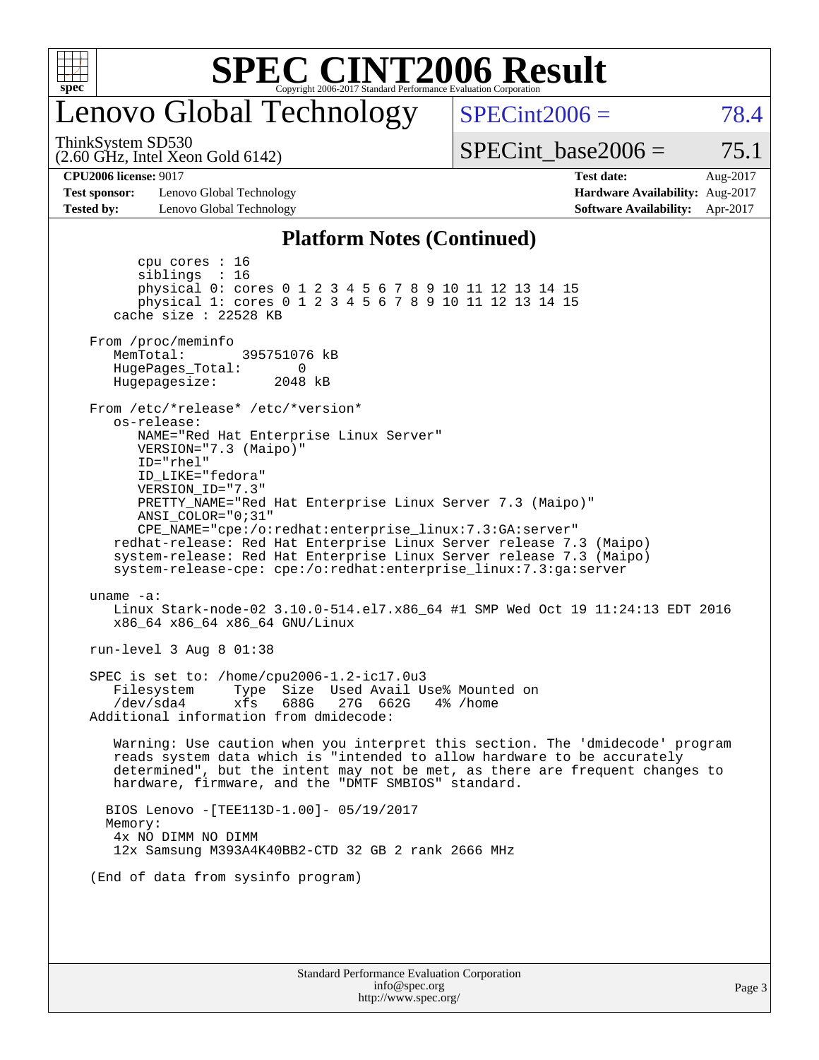# SPEC CINT2006 Result

Copyright 2006-2017 Standard Performance Evaluation Corporation

## Lenovo Global Technology

ThinkSystem SD530
(2.60 GHz, Intel Xeon Gold 6142)

SPECint2006 = 78.4

SPECint_base2006 = 75.1

**CPU2006 license:** 9017
**Test sponsor:** Lenovo Global Technology
**Tested by:** Lenovo Global Technology

**Test date:** Aug-2017
**Hardware Availability:** Aug-2017
**Software Availability:** Apr-2017

### Platform Notes (Continued)

```
        cpu cores : 16
        siblings  : 16
        physical 0: cores 0 1 2 3 4 5 6 7 8 9 10 11 12 13 14 15
        physical 1: cores 0 1 2 3 4 5 6 7 8 9 10 11 12 13 14 15
     cache size : 22528 KB

  From /proc/meminfo
     MemTotal:       395751076 kB
     HugePages_Total:       0
     Hugepagesize:       2048 kB

  From /etc/*release* /etc/*version*
     os-release:
        NAME="Red Hat Enterprise Linux Server"
        VERSION="7.3 (Maipo)"
        ID="rhel"
        ID_LIKE="fedora"
        VERSION_ID="7.3"
        PRETTY_NAME="Red Hat Enterprise Linux Server 7.3 (Maipo)"
        ANSI_COLOR="0;31"
        CPE_NAME="cpe:/o:redhat:enterprise_linux:7.3:GA:server"
     redhat-release: Red Hat Enterprise Linux Server release 7.3 (Maipo)
     system-release: Red Hat Enterprise Linux Server release 7.3 (Maipo)
     system-release-cpe: cpe:/o:redhat:enterprise_linux:7.3:ga:server

  uname -a:
     Linux Stark-node-02 3.10.0-514.el7.x86_64 #1 SMP Wed Oct 19 11:24:13 EDT 2016
     x86_64 x86_64 x86_64 GNU/Linux

  run-level 3 Aug 8 01:38

  SPEC is set to: /home/cpu2006-1.2-ic17.0u3
     Filesystem     Type  Size  Used Avail Use% Mounted on
     /dev/sda4      xfs   688G   27G  662G   4% /home
  Additional information from dmidecode:

     Warning: Use caution when you interpret this section. The 'dmidecode' program
     reads system data which is "intended to allow hardware to be accurately
     determined", but the intent may not be met, as there are frequent changes to
     hardware, firmware, and the "DMTF SMBIOS" standard.

    BIOS Lenovo -[TEE113D-1.00]- 05/19/2017
    Memory:
     4x NO DIMM NO DIMM
     12x Samsung M393A4K40BB2-CTD 32 GB 2 rank 2666 MHz

  (End of data from sysinfo program)
```

Standard Performance Evaluation Corporation
info@spec.org
http://www.spec.org/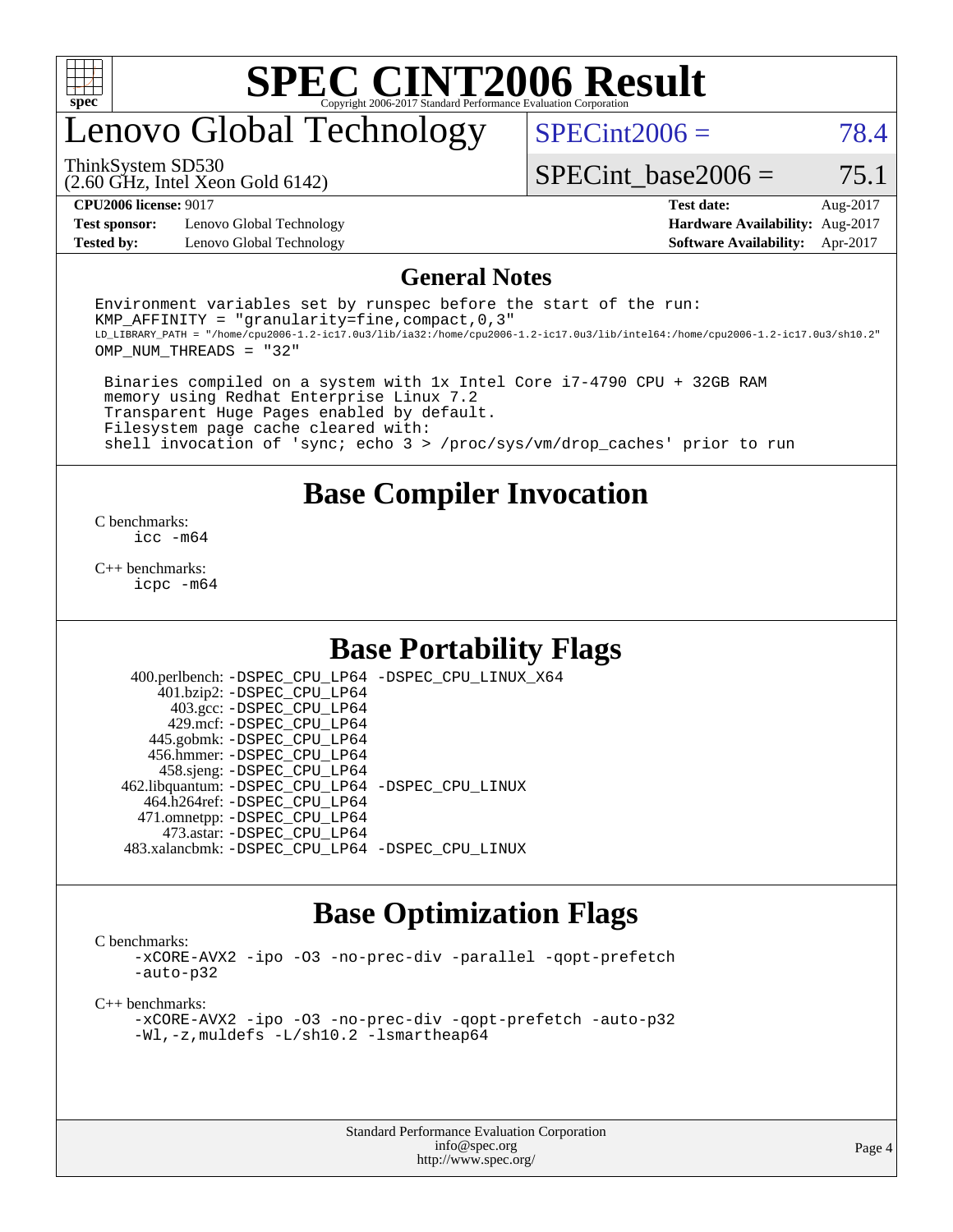# SPEC CINT2006 Result

## Lenovo Global Technology

ThinkSystem SD530
(2.60 GHz, Intel Xeon Gold 6142)

SPECint2006 = 78.4

SPECint_base2006 = 75.1

**CPU2006 license:** 9017
**Test sponsor:** Lenovo Global Technology
**Tested by:** Lenovo Global Technology

**Test date:** Aug-2017
**Hardware Availability:** Aug-2017
**Software Availability:** Apr-2017

## General Notes

```
Environment variables set by runspec before the start of the run:
KMP_AFFINITY = "granularity=fine,compact,0,3"
LD_LIBRARY_PATH = "/home/cpu2006-1.2-ic17.0u3/lib/ia32:/home/cpu2006-1.2-ic17.0u3/lib/intel64:/home/cpu2006-1.2-ic17.0u3/sh10.2"
OMP_NUM_THREADS = "32"

 Binaries compiled on a system with 1x Intel Core i7-4790 CPU + 32GB RAM
 memory using Redhat Enterprise Linux 7.2
 Transparent Huge Pages enabled by default.
 Filesystem page cache cleared with:
 shell invocation of 'sync; echo 3 > /proc/sys/vm/drop_caches' prior to run
```

## Base Compiler Invocation

C benchmarks:
`icc -m64`

C++ benchmarks:
`icpc -m64`

## Base Portability Flags

| | |
|---|---|
| 400.perlbench: | -DSPEC_CPU_LP64 -DSPEC_CPU_LINUX_X64 |
| 401.bzip2: | -DSPEC_CPU_LP64 |
| 403.gcc: | -DSPEC_CPU_LP64 |
| 429.mcf: | -DSPEC_CPU_LP64 |
| 445.gobmk: | -DSPEC_CPU_LP64 |
| 456.hmmer: | -DSPEC_CPU_LP64 |
| 458.sjeng: | -DSPEC_CPU_LP64 |
| 462.libquantum: | -DSPEC_CPU_LP64 -DSPEC_CPU_LINUX |
| 464.h264ref: | -DSPEC_CPU_LP64 |
| 471.omnetpp: | -DSPEC_CPU_LP64 |
| 473.astar: | -DSPEC_CPU_LP64 |
| 483.xalancbmk: | -DSPEC_CPU_LP64 -DSPEC_CPU_LINUX |

## Base Optimization Flags

C benchmarks:
`-xCORE-AVX2 -ipo -O3 -no-prec-div -parallel -qopt-prefetch -auto-p32`

C++ benchmarks:
`-xCORE-AVX2 -ipo -O3 -no-prec-div -qopt-prefetch -auto-p32 -Wl,-z,muldefs -L/sh10.2 -lsmartheap64`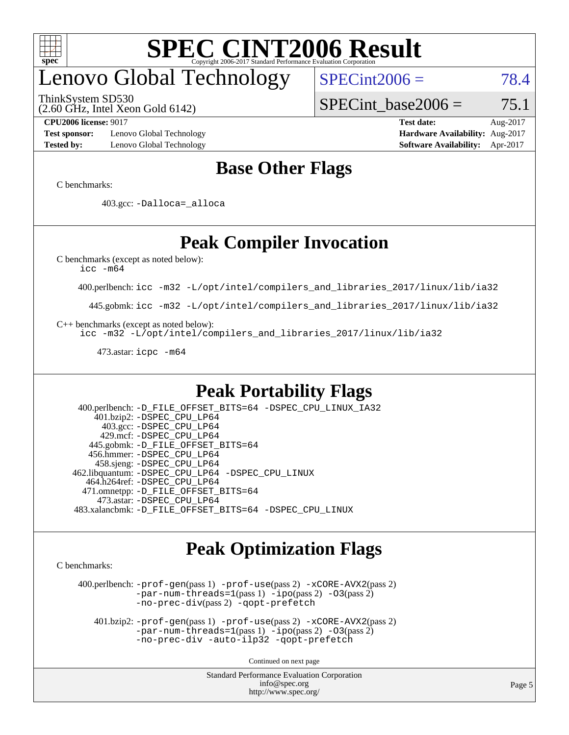# Lenovo Global Technology

ThinkSystem SD530
(2.60 GHz, Intel Xeon Gold 6142)

SPECint2006 = 78.4

SPECint_base2006 = 75.1

**CPU2006 license:** 9017
**Test sponsor:** Lenovo Global Technology
**Tested by:** Lenovo Global Technology

**Test date:** Aug-2017
**Hardware Availability:** Aug-2017
**Software Availability:** Apr-2017

## Base Other Flags

C benchmarks:

403.gcc: -Dalloca=_alloca

## Peak Compiler Invocation

C benchmarks (except as noted below):
icc -m64

400.perlbench: icc -m32 -L/opt/intel/compilers_and_libraries_2017/linux/lib/ia32

445.gobmk: icc -m32 -L/opt/intel/compilers_and_libraries_2017/linux/lib/ia32

C++ benchmarks (except as noted below):
icc -m32 -L/opt/intel/compilers_and_libraries_2017/linux/lib/ia32

473.astar: icpc -m64

## Peak Portability Flags

400.perlbench: -D_FILE_OFFSET_BITS=64 -DSPEC_CPU_LINUX_IA32
401.bzip2: -DSPEC_CPU_LP64
403.gcc: -DSPEC_CPU_LP64
429.mcf: -DSPEC_CPU_LP64
445.gobmk: -D_FILE_OFFSET_BITS=64
456.hmmer: -DSPEC_CPU_LP64
458.sjeng: -DSPEC_CPU_LP64
462.libquantum: -DSPEC_CPU_LP64 -DSPEC_CPU_LINUX
464.h264ref: -DSPEC_CPU_LP64
471.omnetpp: -D_FILE_OFFSET_BITS=64
473.astar: -DSPEC_CPU_LP64
483.xalancbmk: -D_FILE_OFFSET_BITS=64 -DSPEC_CPU_LINUX

## Peak Optimization Flags

C benchmarks:

400.perlbench: -prof-gen(pass 1) -prof-use(pass 2) -xCORE-AVX2(pass 2) -par-num-threads=1(pass 1) -ipo(pass 2) -O3(pass 2) -no-prec-div(pass 2) -qopt-prefetch

401.bzip2: -prof-gen(pass 1) -prof-use(pass 2) -xCORE-AVX2(pass 2) -par-num-threads=1(pass 1) -ipo(pass 2) -O3(pass 2) -no-prec-div -auto-ilp32 -qopt-prefetch

Continued on next page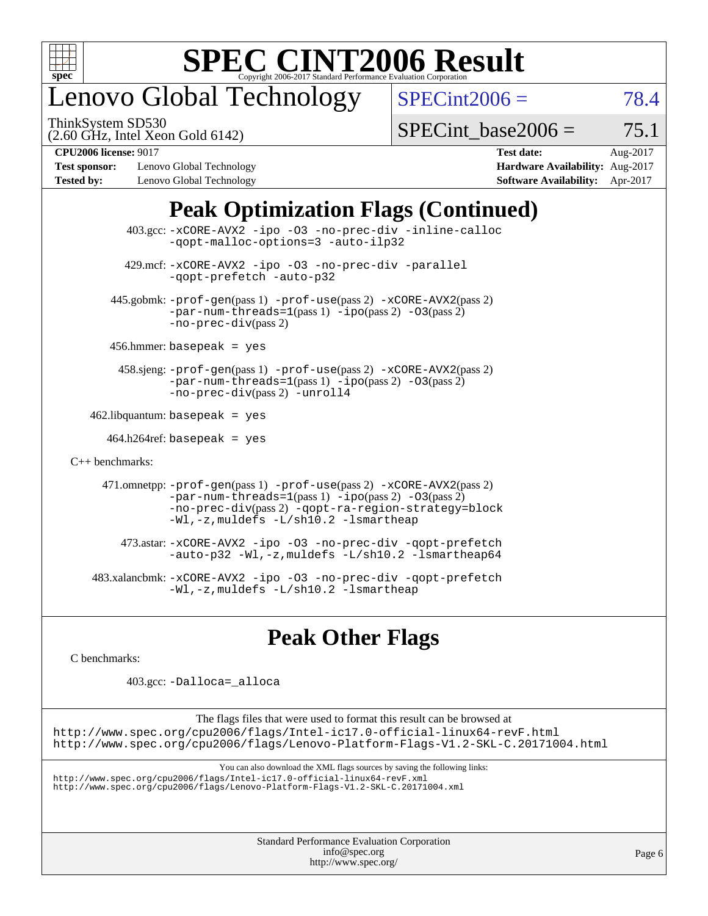# Lenovo Global Technology

ThinkSystem SD530
(2.60 GHz, Intel Xeon Gold 6142)

SPECint2006 = 78.4

SPECint_base2006 = 75.1

**CPU2006 license:** 9017
**Test sponsor:** Lenovo Global Technology
**Tested by:** Lenovo Global Technology

**Test date:** Aug-2017
**Hardware Availability:** Aug-2017
**Software Availability:** Apr-2017

## Peak Optimization Flags (Continued)

403.gcc: -xCORE-AVX2 -ipo -O3 -no-prec-div -inline-calloc -qopt-malloc-options=3 -auto-ilp32

429.mcf: -xCORE-AVX2 -ipo -O3 -no-prec-div -parallel -qopt-prefetch -auto-p32

445.gobmk: -prof-gen(pass 1) -prof-use(pass 2) -xCORE-AVX2(pass 2) -par-num-threads=1(pass 1) -ipo(pass 2) -O3(pass 2) -no-prec-div(pass 2)

456.hmmer: basepeak = yes

458.sjeng: -prof-gen(pass 1) -prof-use(pass 2) -xCORE-AVX2(pass 2) -par-num-threads=1(pass 1) -ipo(pass 2) -O3(pass 2) -no-prec-div(pass 2) -unroll4

462.libquantum: basepeak = yes

464.h264ref: basepeak = yes

C++ benchmarks:

471.omnetpp: -prof-gen(pass 1) -prof-use(pass 2) -xCORE-AVX2(pass 2) -par-num-threads=1(pass 1) -ipo(pass 2) -O3(pass 2) -no-prec-div(pass 2) -qopt-ra-region-strategy=block -Wl,-z,muldefs -L/sh10.2 -lsmartheap

473.astar: -xCORE-AVX2 -ipo -O3 -no-prec-div -qopt-prefetch -auto-p32 -Wl,-z,muldefs -L/sh10.2 -lsmartheap64

483.xalancbmk: -xCORE-AVX2 -ipo -O3 -no-prec-div -qopt-prefetch -Wl,-z,muldefs -L/sh10.2 -lsmartheap

## Peak Other Flags

C benchmarks:

403.gcc: -Dalloca=_alloca

The flags files that were used to format this result can be browsed at
http://www.spec.org/cpu2006/flags/Intel-ic17.0-official-linux64-revF.html
http://www.spec.org/cpu2006/flags/Lenovo-Platform-Flags-V1.2-SKL-C.20171004.html

You can also download the XML flags sources by saving the following links:
http://www.spec.org/cpu2006/flags/Intel-ic17.0-official-linux64-revF.xml
http://www.spec.org/cpu2006/flags/Lenovo-Platform-Flags-V1.2-SKL-C.20171004.xml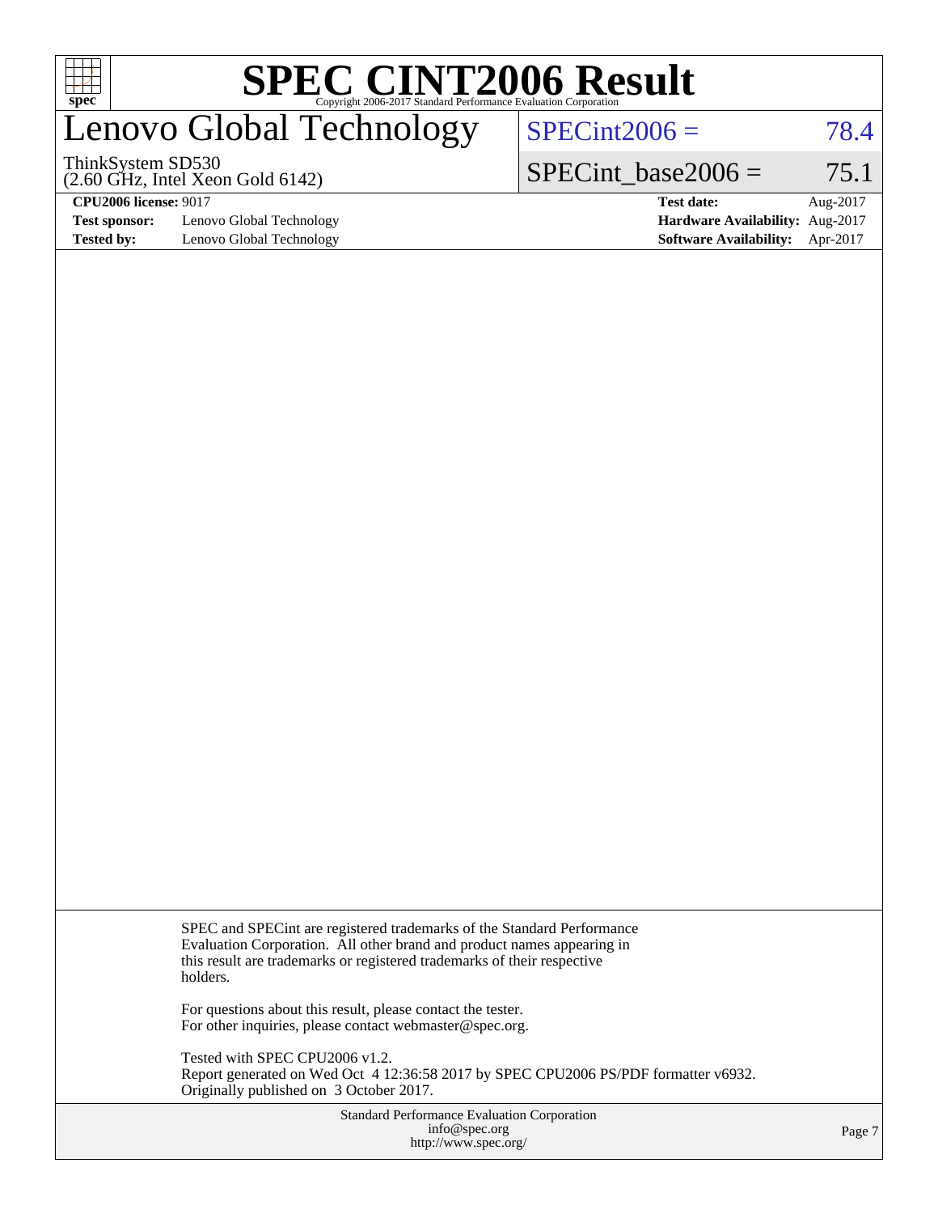SPEC and SPECint are registered trademarks of the Standard Performance Evaluation Corporation. All other brand and product names appearing in this result are trademarks or registered trademarks of their respective holders.

For questions about this result, please contact the tester.
For other inquiries, please contact webmaster@spec.org.

Tested with SPEC CPU2006 v1.2.
Report generated on Wed Oct 4 12:36:58 2017 by SPEC CPU2006 PS/PDF formatter v6932.
Originally published on 3 October 2017.